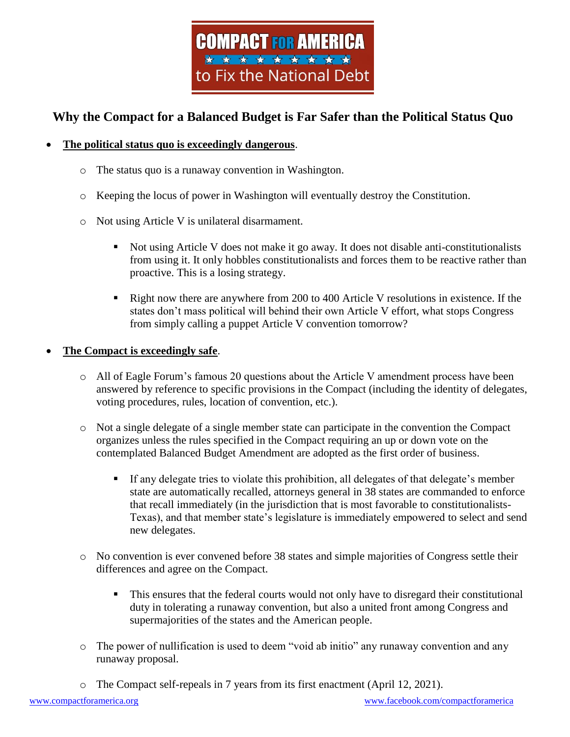# COMPACT FOR AMERICA to Fix the National Debt

## Why the Compact for a Balanced Budget is Far Safer than the Political Status Quo

- **The political status quo is exceedingly dangerous**.
  - The status quo is a runaway convention in Washington.
  - Keeping the locus of power in Washington will eventually destroy the Constitution.
  - Not using Article V is unilateral disarmament.
    - Not using Article V does not make it go away. It does not disable anti-constitutionalists from using it. It only hobbles constitutionalists and forces them to be reactive rather than proactive. This is a losing strategy.
    - Right now there are anywhere from 200 to 400 Article V resolutions in existence. If the states don't mass political will behind their own Article V effort, what stops Congress from simply calling a puppet Article V convention tomorrow?

- **The Compact is exceedingly safe**.
  - All of Eagle Forum's famous 20 questions about the Article V amendment process have been answered by reference to specific provisions in the Compact (including the identity of delegates, voting procedures, rules, location of convention, etc.).
  - Not a single delegate of a single member state can participate in the convention the Compact organizes unless the rules specified in the Compact requiring an up or down vote on the contemplated Balanced Budget Amendment are adopted as the first order of business.
    - If any delegate tries to violate this prohibition, all delegates of that delegate's member state are automatically recalled, attorneys general in 38 states are commanded to enforce that recall immediately (in the jurisdiction that is most favorable to constitutionalists-Texas), and that member state's legislature is immediately empowered to select and send new delegates.
  - No convention is ever convened before 38 states and simple majorities of Congress settle their differences and agree on the Compact.
    - This ensures that the federal courts would not only have to disregard their constitutional duty in tolerating a runaway convention, but also a united front among Congress and supermajorities of the states and the American people.
  - The power of nullification is used to deem "void ab initio" any runaway convention and any runaway proposal.
  - The Compact self-repeals in 7 years from its first enactment (April 12, 2021).

www.compactforamerica.org www.facebook.com/compactforamerica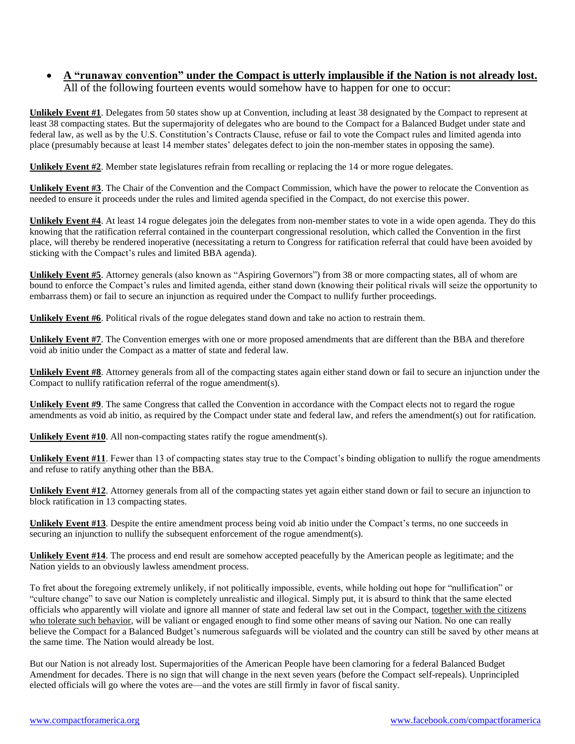- **A "runaway convention" under the Compact is utterly implausible if the Nation is not already lost.** All of the following fourteen events would somehow have to happen for one to occur:

**Unlikely Event #1**. Delegates from 50 states show up at Convention, including at least 38 designated by the Compact to represent at least 38 compacting states. But the supermajority of delegates who are bound to the Compact for a Balanced Budget under state and federal law, as well as by the U.S. Constitution's Contracts Clause, refuse or fail to vote the Compact rules and limited agenda into place (presumably because at least 14 member states' delegates defect to join the non-member states in opposing the same).

**Unlikely Event #2**. Member state legislatures refrain from recalling or replacing the 14 or more rogue delegates.

**Unlikely Event #3**. The Chair of the Convention and the Compact Commission, which have the power to relocate the Convention as needed to ensure it proceeds under the rules and limited agenda specified in the Compact, do not exercise this power.

**Unlikely Event #4**. At least 14 rogue delegates join the delegates from non-member states to vote in a wide open agenda. They do this knowing that the ratification referral contained in the counterpart congressional resolution, which called the Convention in the first place, will thereby be rendered inoperative (necessitating a return to Congress for ratification referral that could have been avoided by sticking with the Compact's rules and limited BBA agenda).

**Unlikely Event #5**. Attorney generals (also known as "Aspiring Governors") from 38 or more compacting states, all of whom are bound to enforce the Compact's rules and limited agenda, either stand down (knowing their political rivals will seize the opportunity to embarrass them) or fail to secure an injunction as required under the Compact to nullify further proceedings.

**Unlikely Event #6**. Political rivals of the rogue delegates stand down and take no action to restrain them.

**Unlikely Event #7**. The Convention emerges with one or more proposed amendments that are different than the BBA and therefore void ab initio under the Compact as a matter of state and federal law.

**Unlikely Event #8**. Attorney generals from all of the compacting states again either stand down or fail to secure an injunction under the Compact to nullify ratification referral of the rogue amendment(s).

**Unlikely Event #9**. The same Congress that called the Convention in accordance with the Compact elects not to regard the rogue amendments as void ab initio, as required by the Compact under state and federal law, and refers the amendment(s) out for ratification.

**Unlikely Event #10**. All non-compacting states ratify the rogue amendment(s).

**Unlikely Event #11**. Fewer than 13 of compacting states stay true to the Compact's binding obligation to nullify the rogue amendments and refuse to ratify anything other than the BBA.

**Unlikely Event #12**. Attorney generals from all of the compacting states yet again either stand down or fail to secure an injunction to block ratification in 13 compacting states.

**Unlikely Event #13**. Despite the entire amendment process being void ab initio under the Compact's terms, no one succeeds in securing an injunction to nullify the subsequent enforcement of the rogue amendment(s).

**Unlikely Event #14**. The process and end result are somehow accepted peacefully by the American people as legitimate; and the Nation yields to an obviously lawless amendment process.

To fret about the foregoing extremely unlikely, if not politically impossible, events, while holding out hope for "nullification" or "culture change" to save our Nation is completely unrealistic and illogical. Simply put, it is absurd to think that the same elected officials who apparently will violate and ignore all manner of state and federal law set out in the Compact, together with the citizens who tolerate such behavior, will be valiant or engaged enough to find some other means of saving our Nation. No one can really believe the Compact for a Balanced Budget's numerous safeguards will be violated and the country can still be saved by other means at the same time. The Nation would already be lost.

But our Nation is not already lost. Supermajorities of the American People have been clamoring for a federal Balanced Budget Amendment for decades. There is no sign that will change in the next seven years (before the Compact self-repeals). Unprincipled elected officials will go where the votes are—and the votes are still firmly in favor of fiscal sanity.

www.compactforamerica.org www.facebook.com/compactforamerica